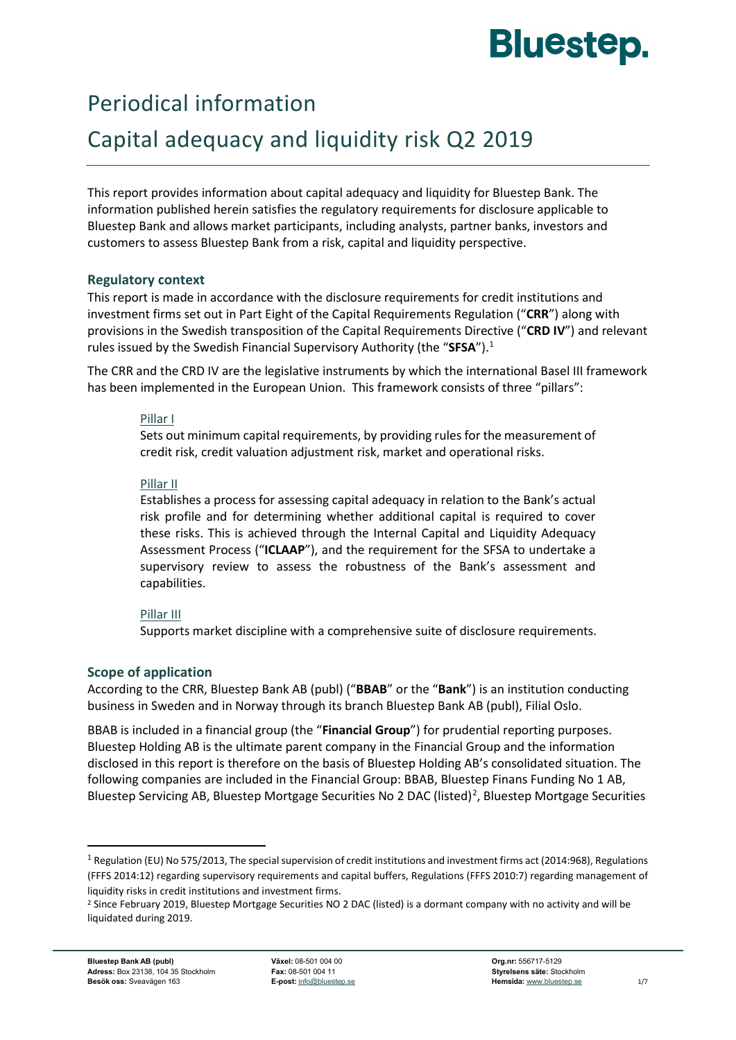# Periodical information

# Capital adequacy and liquidity risk Q2 2019

This report provides information about capital adequacy and liquidity for Bluestep Bank. The information published herein satisfies the regulatory requirements for disclosure applicable to Bluestep Bank and allows market participants, including analysts, partner banks, investors and customers to assess Bluestep Bank from a risk, capital and liquidity perspective.

### Regulatory context

This report is made in accordance with the disclosure requirements for credit institutions and investment firms set out in Part Eight of the Capital Requirements Regulation ("**CRR**") along with provisions in the Swedish transposition of the Capital Requirements Directive ("**CRD IV**") and relevant rules issued by the Swedish Financial Supervisory Authority (the "**SFSA**").[1]

The CRR and the CRD IV are the legislative instruments by which the international Basel III framework has been implemented in the European Union. This framework consists of three "pillars":

> Pillar I
>
> Sets out minimum capital requirements, by providing rules for the measurement of credit risk, credit valuation adjustment risk, market and operational risks.
>
> Pillar II
>
> Establishes a process for assessing capital adequacy in relation to the Bank's actual risk profile and for determining whether additional capital is required to cover these risks. This is achieved through the Internal Capital and Liquidity Adequacy Assessment Process ("**ICLAAP**"), and the requirement for the SFSA to undertake a supervisory review to assess the robustness of the Bank's assessment and capabilities.
>
> Pillar III
>
> Supports market discipline with a comprehensive suite of disclosure requirements.

### Scope of application

According to the CRR, Bluestep Bank AB (publ) ("**BBAB**" or the "**Bank**") is an institution conducting business in Sweden and in Norway through its branch Bluestep Bank AB (publ), Filial Oslo.

BBAB is included in a financial group (the "**Financial Group**") for prudential reporting purposes. Bluestep Holding AB is the ultimate parent company in the Financial Group and the information disclosed in this report is therefore on the basis of Bluestep Holding AB's consolidated situation. The following companies are included in the Financial Group: BBAB, Bluestep Finans Funding No 1 AB, Bluestep Servicing AB, Bluestep Mortgage Securities No 2 DAC (listed)[2], Bluestep Mortgage Securities

---

[1] Regulation (EU) No 575/2013, The special supervision of credit institutions and investment firms act (2014:968), Regulations (FFFS 2014:12) regarding supervisory requirements and capital buffers, Regulations (FFFS 2010:7) regarding management of liquidity risks in credit institutions and investment firms.

[2] Since February 2019, Bluestep Mortgage Securities NO 2 DAC (listed) is a dormant company with no activity and will be liquidated during 2019.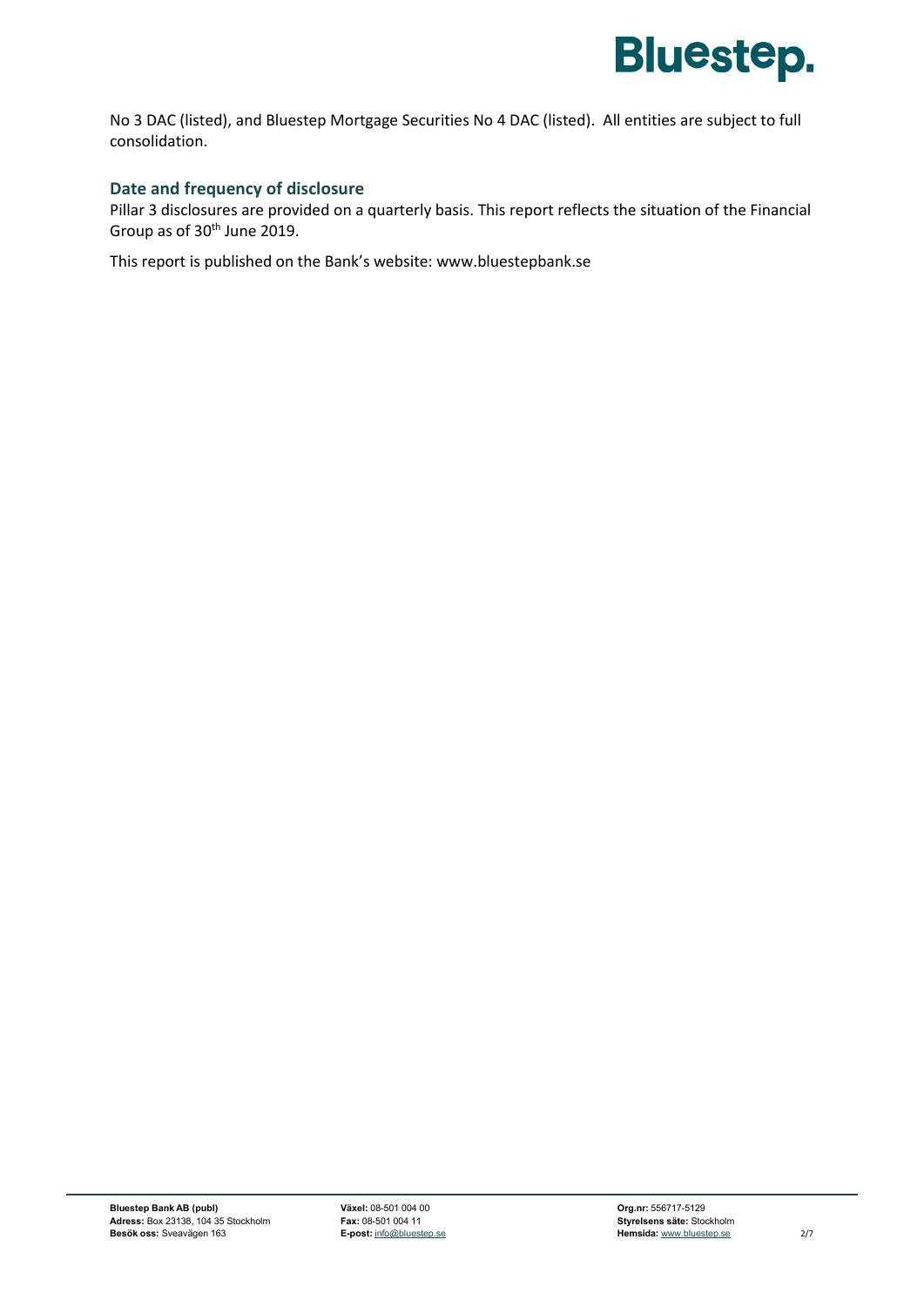No 3 DAC (listed), and Bluestep Mortgage Securities No 4 DAC (listed). All entities are subject to full consolidation.

### Date and frequency of disclosure

Pillar 3 disclosures are provided on a quarterly basis. This report reflects the situation of the Financial Group as of 30th June 2019.

This report is published on the Bank's website: www.bluestepbank.se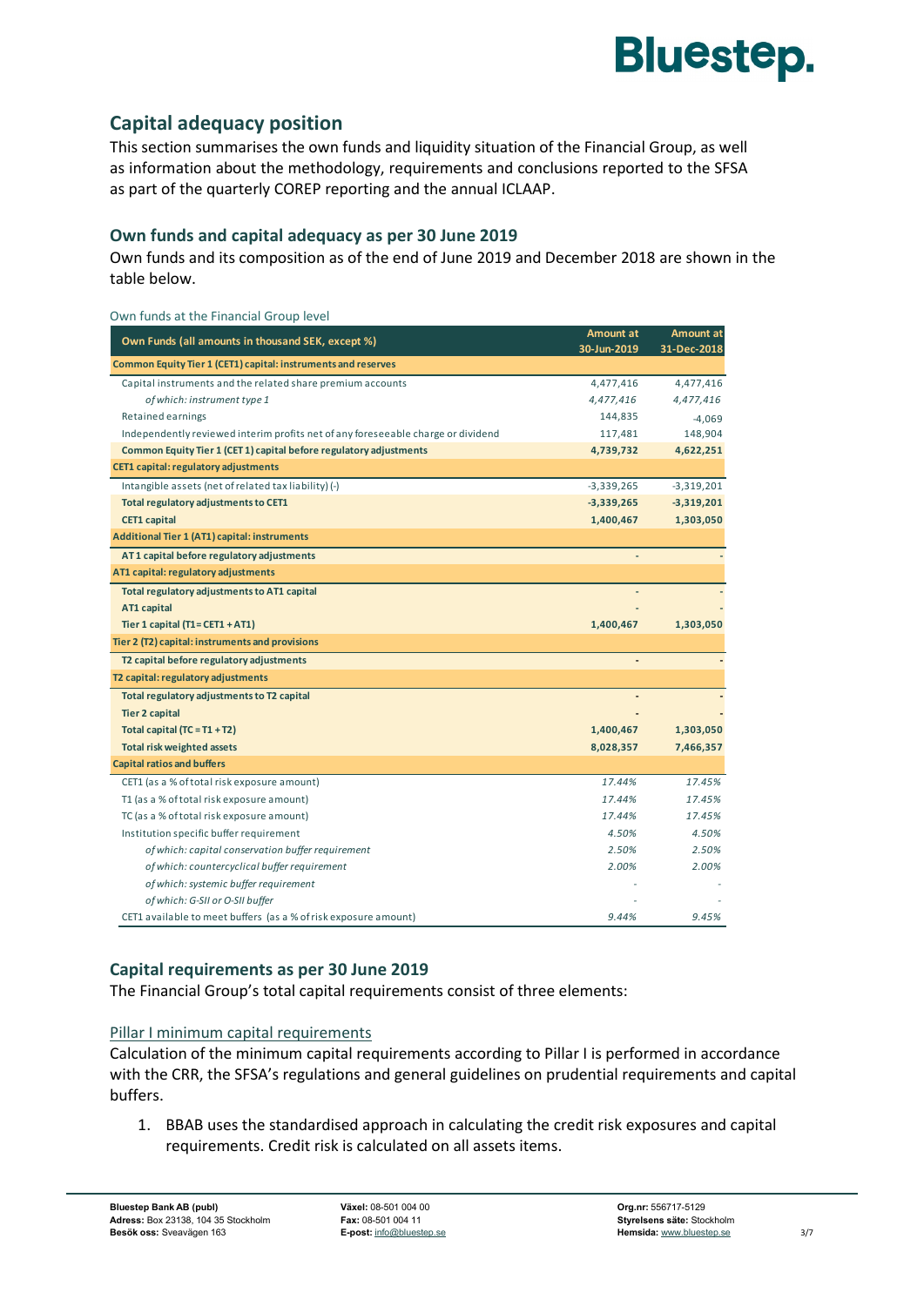## Capital adequacy position

This section summarises the own funds and liquidity situation of the Financial Group, as well as information about the methodology, requirements and conclusions reported to the SFSA as part of the quarterly COREP reporting and the annual ICLAAP.

### Own funds and capital adequacy as per 30 June 2019

Own funds and its composition as of the end of June 2019 and December 2018 are shown in the table below.

Own funds at the Financial Group level

| Own Funds (all amounts in thousand SEK, except %) | Amount at 30-Jun-2019 | Amount at 31-Dec-2018 |
|---|---|---|
| **Common Equity Tier 1 (CET1) capital: instruments and reserves** | | |
| Capital instruments and the related share premium accounts | 4,477,416 | 4,477,416 |
| *of which: instrument type 1* | *4,477,416* | *4,477,416* |
| Retained earnings | 144,835 | -4,069 |
| Independently reviewed interim profits net of any foreseeable charge or dividend | 117,481 | 148,904 |
| **Common Equity Tier 1 (CET 1) capital before regulatory adjustments** | **4,739,732** | **4,622,251** |
| **CET1 capital: regulatory adjustments** | | |
| Intangible assets (net of related tax liability) (-) | -3,339,265 | -3,319,201 |
| **Total regulatory adjustments to CET1** | **-3,339,265** | **-3,319,201** |
| **CET1 capital** | **1,400,467** | **1,303,050** |
| **Additional Tier 1 (AT1) capital: instruments** | | |
| **AT 1 capital before regulatory adjustments** | - | - |
| **AT1 capital: regulatory adjustments** | | |
| **Total regulatory adjustments to AT1 capital** | - | - |
| **AT1 capital** | - | - |
| **Tier 1 capital (T1 = CET1 + AT1)** | **1,400,467** | **1,303,050** |
| **Tier 2 (T2) capital: instruments and provisions** | | |
| **T2 capital before regulatory adjustments** | - | - |
| **T2 capital: regulatory adjustments** | | |
| **Total regulatory adjustments to T2 capital** | - | - |
| **Tier 2 capital** | - | - |
| **Total capital (TC = T1 + T2)** | **1,400,467** | **1,303,050** |
| **Total risk weighted assets** | **8,028,357** | **7,466,357** |
| **Capital ratios and buffers** | | |
| CET1 (as a % of total risk exposure amount) | *17.44%* | *17.45%* |
| T1 (as a % of total risk exposure amount) | *17.44%* | *17.45%* |
| TC (as a % of total risk exposure amount) | *17.44%* | *17.45%* |
| Institution specific buffer requirement | *4.50%* | *4.50%* |
| *of which: capital conservation buffer requirement* | *2.50%* | *2.50%* |
| *of which: countercyclical buffer requirement* | *2.00%* | *2.00%* |
| *of which: systemic buffer requirement* | - | - |
| *of which: G-SII or O-SII buffer* | - | - |
| CET1 available to meet buffers (as a % of risk exposure amount) | *9.44%* | *9.45%* |

### Capital requirements as per 30 June 2019

The Financial Group's total capital requirements consist of three elements:

Pillar I minimum capital requirements

Calculation of the minimum capital requirements according to Pillar I is performed in accordance with the CRR, the SFSA's regulations and general guidelines on prudential requirements and capital buffers.

1. BBAB uses the standardised approach in calculating the credit risk exposures and capital requirements. Credit risk is calculated on all assets items.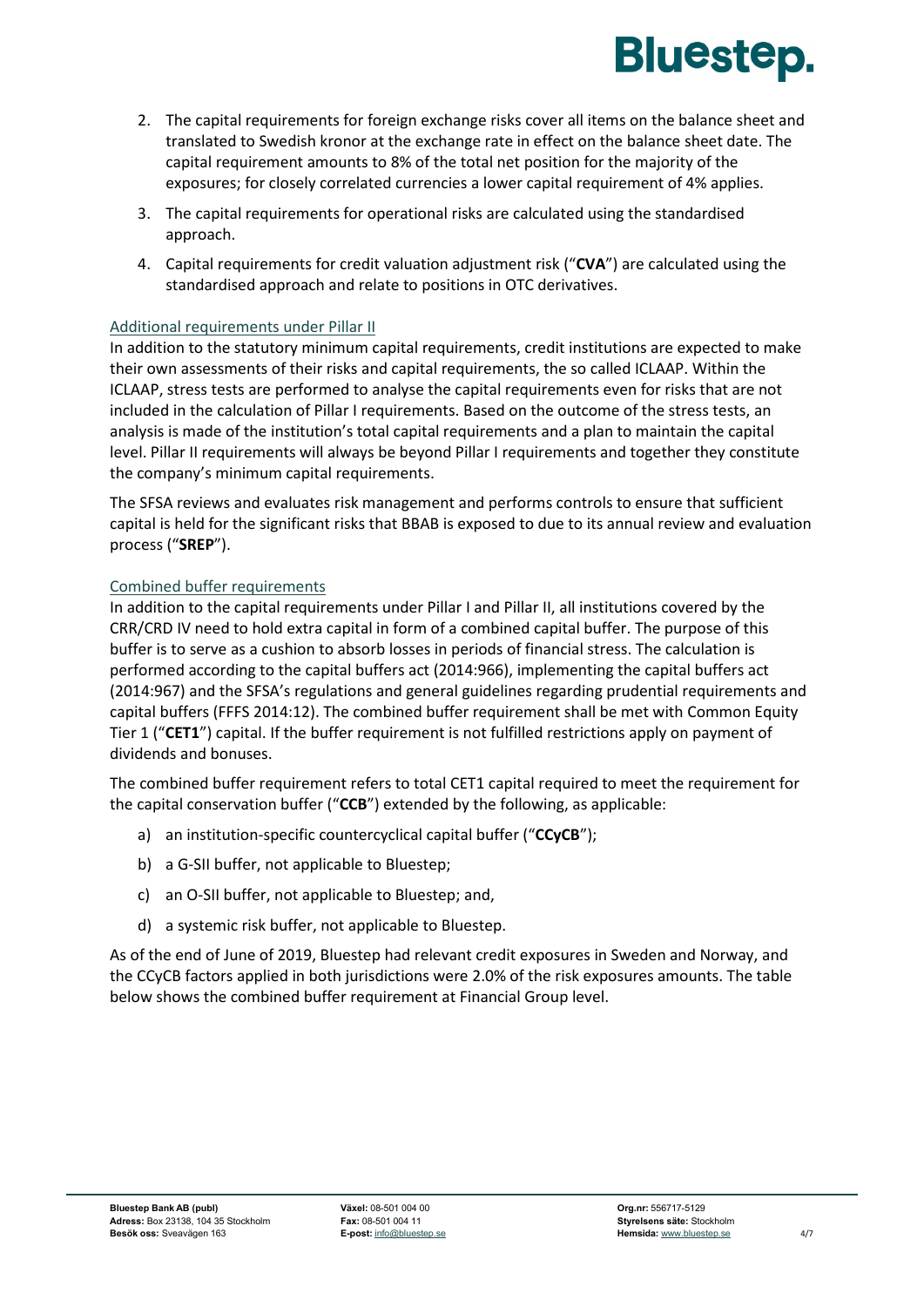2. The capital requirements for foreign exchange risks cover all items on the balance sheet and translated to Swedish kronor at the exchange rate in effect on the balance sheet date. The capital requirement amounts to 8% of the total net position for the majority of the exposures; for closely correlated currencies a lower capital requirement of 4% applies.
3. The capital requirements for operational risks are calculated using the standardised approach.
4. Capital requirements for credit valuation adjustment risk ("**CVA**") are calculated using the standardised approach and relate to positions in OTC derivatives.

## Additional requirements under Pillar II

In addition to the statutory minimum capital requirements, credit institutions are expected to make their own assessments of their risks and capital requirements, the so called ICLAAP. Within the ICLAAP, stress tests are performed to analyse the capital requirements even for risks that are not included in the calculation of Pillar I requirements. Based on the outcome of the stress tests, an analysis is made of the institution's total capital requirements and a plan to maintain the capital level. Pillar II requirements will always be beyond Pillar I requirements and together they constitute the company's minimum capital requirements.

The SFSA reviews and evaluates risk management and performs controls to ensure that sufficient capital is held for the significant risks that BBAB is exposed to due to its annual review and evaluation process ("**SREP**").

## Combined buffer requirements

In addition to the capital requirements under Pillar I and Pillar II, all institutions covered by the CRR/CRD IV need to hold extra capital in form of a combined capital buffer. The purpose of this buffer is to serve as a cushion to absorb losses in periods of financial stress. The calculation is performed according to the capital buffers act (2014:966), implementing the capital buffers act (2014:967) and the SFSA's regulations and general guidelines regarding prudential requirements and capital buffers (FFFS 2014:12). The combined buffer requirement shall be met with Common Equity Tier 1 ("**CET1**") capital. If the buffer requirement is not fulfilled restrictions apply on payment of dividends and bonuses.

The combined buffer requirement refers to total CET1 capital required to meet the requirement for the capital conservation buffer ("**CCB**") extended by the following, as applicable:

a) an institution-specific countercyclical capital buffer ("**CCyCB**");

b) a G-SII buffer, not applicable to Bluestep;

c) an O-SII buffer, not applicable to Bluestep; and,

d) a systemic risk buffer, not applicable to Bluestep.

As of the end of June of 2019, Bluestep had relevant credit exposures in Sweden and Norway, and the CCyCB factors applied in both jurisdictions were 2.0% of the risk exposures amounts. The table below shows the combined buffer requirement at Financial Group level.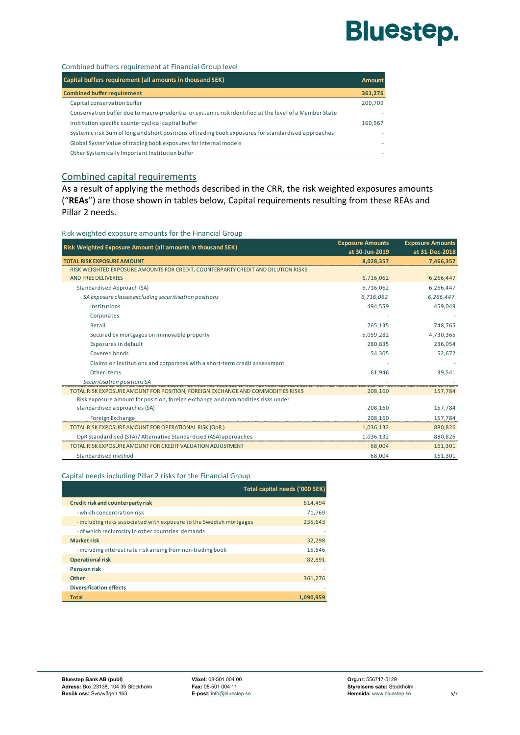Combined buffers requirement at Financial Group level

| Capital buffers requirement (all amounts in thousand SEK) | Amount |
|---|---|
| **Combined buffer requirement** | **361,276** |
| Capital conservation buffer | 200,709 |
| Conservation buffer due to macro-prudential or systemic risk identified at the level of a Member State | - |
| Institution specific countercyclical capital buffer | 160,567 |
| Systemic risk Sum of long and short positions of trading book exposures for standardised approaches | - |
| Global Syster Value of trading book exposures for internal models | - |
| Other Systemically Important Institution buffer | - |

## Combined capital requirements

As a result of applying the methods described in the CRR, the risk weighted exposures amounts ("**REAs**") are those shown in tables below, Capital requirements resulting from these REAs and Pillar 2 needs.

Risk weighted exposure amounts for the Financial Group

| Risk Weighted Exposure Amount (all amounts in thousand SEK) | Exposure Amounts at 30-Jun-2019 | Exposure Amounts at 31-Dec-2018 |
|---|---|---|
| **TOTAL RISK EXPOSURE AMOUNT** | **8,028,357** | **7,466,357** |
| RISK WEIGHTED EXPOSURE AMOUNTS FOR CREDIT, COUNTERPARTY CREDIT AND DILUTION RISKS AND FREE DELIVERIES | 6,716,062 | 6,266,447 |
| Standardised Approach (SA) | 6,716,062 | 6,266,447 |
| *SA exposure classes excluding securitisation positions* | *6,716,062* | *6,266,447* |
| Institutions | 494,559 | 459,049 |
| Corporates | - | - |
| Retail | 765,135 | 748,765 |
| Secured by mortgages on immovable property | 5,059,282 | 4,730,365 |
| Exposures in default | 280,835 | 236,054 |
| Covered bonds | 54,305 | 52,672 |
| Claims on institutions and corporates with a short-term credit assessment | - | - |
| Other items | 61,946 | 39,541 |
| *Securitisation positions SA* | - | - |
| TOTAL RISK EXPOSURE AMOUNT FOR POSITION, FOREIGN EXCHANGE AND COMMODITIES RISKS | 208,160 | 157,784 |
| Risk exposure amount for position, foreign exchange and commodities risks under standardised approaches (SA) | 208,160 | 157,784 |
| Foreign Exchange | 208,160 | 157,784 |
| TOTAL RISK EXPOSURE AMOUNT FOR OPERATIONAL RISK (OpR) | 1,036,132 | 880,826 |
| OpR Standardised (STA) / Alternative Standardised (ASA) approaches | 1,036,132 | 880,826 |
| TOTAL RISK EXPOSURE AMOUNT FOR CREDIT VALUATION ADJUSTMENT | 68,004 | 161,301 |
| Standardised method | 68,004 | 161,301 |

Capital needs including Pillar 2 risks for the Financial Group

| | Total capital needs ('000 SEK) |
|---|---|
| **Credit risk and counterparty risk** | 614,494 |
| - which concentration risk | 71,769 |
| - including risks associated with exposure to the Swedish mortgages | 235,643 |
| - of which reciprocity in other countries' demands | - |
| **Market risk** | 32,298 |
| - including interest rate risk arising from non-trading book | 15,646 |
| **Operational risk** | 82,891 |
| **Pension risk** | - |
| **Other** | 361,276 |
| **Diversification effects** | - |
| **Total** | **1,090,959** |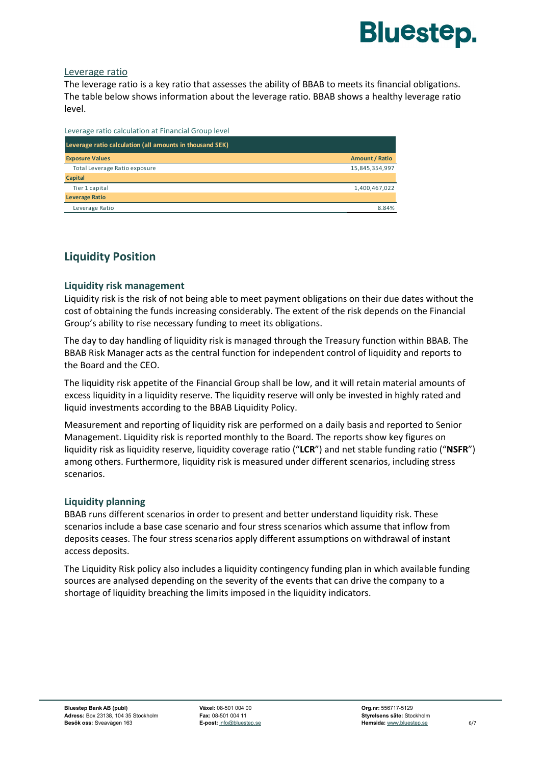### Leverage ratio

The leverage ratio is a key ratio that assesses the ability of BBAB to meets its financial obligations. The table below shows information about the leverage ratio. BBAB shows a healthy leverage ratio level.

Leverage ratio calculation at Financial Group level

| Leverage ratio calculation (all amounts in thousand SEK) | |
|---|---|
| **Exposure Values** | **Amount / Ratio** |
| Total Leverage Ratio exposure | 15,845,354,997 |
| **Capital** | |
| Tier 1 capital | 1,400,467,022 |
| **Leverage Ratio** | |
| Leverage Ratio | 8.84% |

## Liquidity Position

### Liquidity risk management

Liquidity risk is the risk of not being able to meet payment obligations on their due dates without the cost of obtaining the funds increasing considerably. The extent of the risk depends on the Financial Group's ability to rise necessary funding to meet its obligations.

The day to day handling of liquidity risk is managed through the Treasury function within BBAB. The BBAB Risk Manager acts as the central function for independent control of liquidity and reports to the Board and the CEO.

The liquidity risk appetite of the Financial Group shall be low, and it will retain material amounts of excess liquidity in a liquidity reserve. The liquidity reserve will only be invested in highly rated and liquid investments according to the BBAB Liquidity Policy.

Measurement and reporting of liquidity risk are performed on a daily basis and reported to Senior Management. Liquidity risk is reported monthly to the Board. The reports show key figures on liquidity risk as liquidity reserve, liquidity coverage ratio ("**LCR**") and net stable funding ratio ("**NSFR**") among others. Furthermore, liquidity risk is measured under different scenarios, including stress scenarios.

### Liquidity planning

BBAB runs different scenarios in order to present and better understand liquidity risk. These scenarios include a base case scenario and four stress scenarios which assume that inflow from deposits ceases. The four stress scenarios apply different assumptions on withdrawal of instant access deposits.

The Liquidity Risk policy also includes a liquidity contingency funding plan in which available funding sources are analysed depending on the severity of the events that can drive the company to a shortage of liquidity breaching the limits imposed in the liquidity indicators.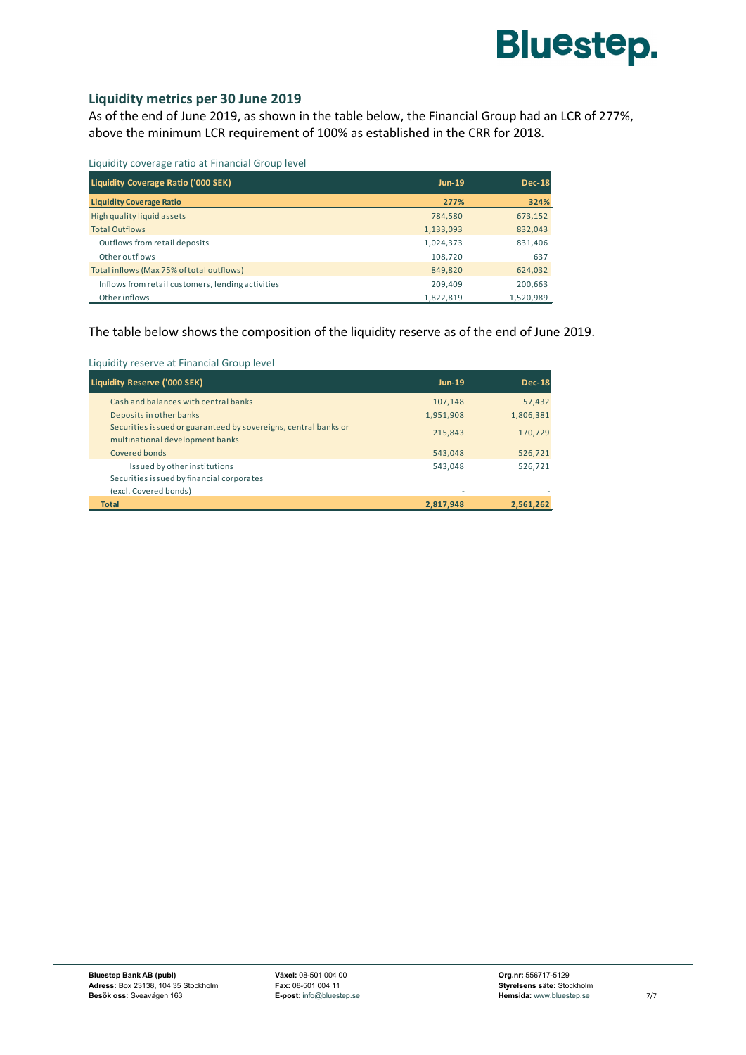## Liquidity metrics per 30 June 2019

As of the end of June 2019, as shown in the table below, the Financial Group had an LCR of 277%, above the minimum LCR requirement of 100% as established in the CRR for 2018.

Liquidity coverage ratio at Financial Group level

| Liquidity Coverage Ratio ('000 SEK) | Jun-19 | Dec-18 |
|---|---|---|
| **Liquidity Coverage Ratio** | **277%** | **324%** |
| High quality liquid assets | 784,580 | 673,152 |
| Total Outflows | 1,133,093 | 832,043 |
| Outflows from retail deposits | 1,024,373 | 831,406 |
| Other outflows | 108,720 | 637 |
| Total inflows (Max 75% of total outflows) | 849,820 | 624,032 |
| Inflows from retail customers, lending activities | 209,409 | 200,663 |
| Other inflows | 1,822,819 | 1,520,989 |

The table below shows the composition of the liquidity reserve as of the end of June 2019.

Liquidity reserve at Financial Group level

| Liquidity Reserve ('000 SEK) | Jun-19 | Dec-18 |
|---|---|---|
| Cash and balances with central banks | 107,148 | 57,432 |
| Deposits in other banks | 1,951,908 | 1,806,381 |
| Securities issued or guaranteed by sovereigns, central banks or multinational development banks | 215,843 | 170,729 |
| Covered bonds | 543,048 | 526,721 |
| Issued by other institutions | 543,048 | 526,721 |
| Securities issued by financial corporates (excl. Covered bonds) | - | - |
| **Total** | **2,817,948** | **2,561,262** |

**Bluestep Bank AB (publ)**
**Adress:** Box 23138, 104 35 Stockholm
**Besök oss:** Sveavägen 163

**Växel:** 08-501 004 00
**Fax:** 08-501 004 11
**E-post:** info@bluestep.se

**Org.nr:** 556717-5129
**Styrelsens säte:** Stockholm
**Hemsida:** www.bluestep.se